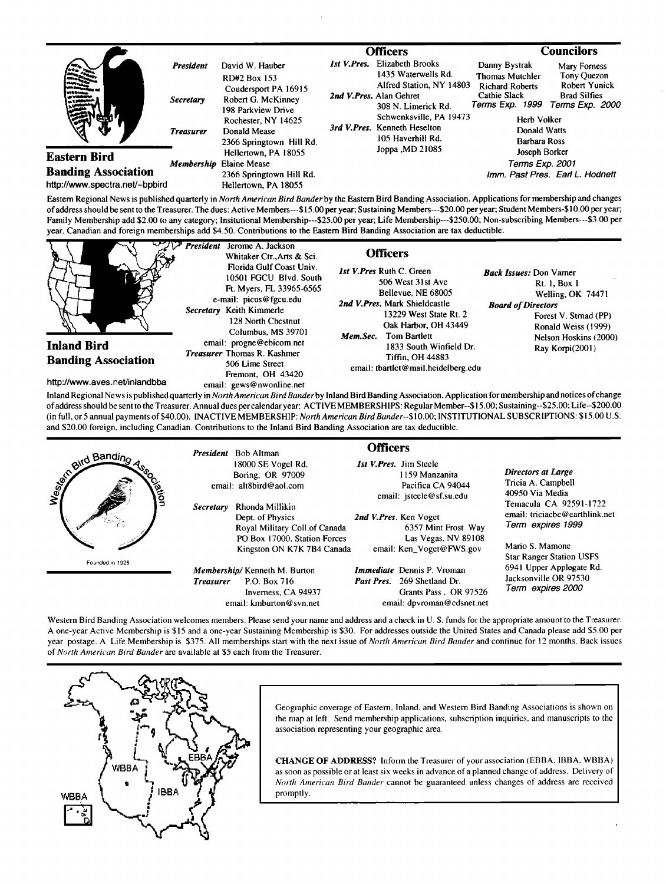## Eastern Bird Banding Association

http://www.spectra.net/~bpbird

**President** David W. Hauber
RD#2 Box 153
Coudersport PA 16915

**Secretary** Robert G. McKinney
198 Parkview Drive
Rochester, NY 14625

**Treasurer** Donald Mease
2366 Springtown Hill Rd.
Hellertown, PA 18055

**Membership** Elaine Mease
2366 Springtown Hill Rd.
Hellertown, PA 18055

### Officers

**1st V.Pres.** Elizabeth Brooks
1435 Waterwells Rd.
Alfred Station, NY 14803

**2nd V.Pres.** Alan Gehret
308 N. Limerick Rd.
Schwenksville, PA 19473

**3rd V.Pres.** Kenneth Heselton
105 Haverhill Rd.
Joppa ,MD 21085

### Councilors

Danny Bystrak
Thomas Mutchler
Richard Roberts
Cathie Slack
*Terms Exp. 1999*

Mary Forness
Tony Quezon
Robert Yunick
Brad Silfies
*Terms Exp. 2000*

Herb Volker
Donald Watts
Barbara Ross
Joseph Borker
*Terms Exp. 2001*

*Imm. Past Pres.* Earl L. Hodnett

Eastern Regional News is published quarterly in *North American Bird Bander* by the Eastern Bird Banding Association. Applications for membership and changes of address should be sent to the Treasurer. The dues: Active Members---$15.00 per year; Sustaining Members---$20.00 per year; Student Members-$10.00 per year; Family Membership add $2.00 to any category; Insitutional Membership---$25.00 per year; Life Membership---$250.00; Non-subscribing Members---$3.00 per year. Canadian and foreign memberships add $4.50. Contributions to the Eastern Bird Banding Association are tax deductible.

## Inland Bird Banding Association

http://www.aves.net/inlandbba

**President** Jerome A. Jackson
Whitaker Ctr.,Arts & Sci.
Florida Gulf Coast Univ.
10501 FGCU Blvd. South
Ft. Myers, FL 33965-6565
e-mail: picus@fgcu.edu

**Secretary** Keith Kimmerle
128 North Chestnut
Columbus, MS 39701
email: progne@ebicom.net

**Treasurer** Thomas R. Kashmer
506 Lime Street
Fremont, OH 43420
email: gews@nwonline.net

### Officers

**1st V.Pres** Ruth C. Green
506 West 31st Ave
Bellevue, NE 68005

**2nd V.Pres.** Mark Shieldcastle
13229 West State Rt. 2
Oak Harbor, OH 43449

**Mem.Sec.** Tom Bartlett
1833 South Winfield Dr.
Tiffin, OH 44883
email: tbartlet@mail.heidelberg.edu

**Back Issues:** Don Varner
Rt. 1, Box 1
Welling, OK 74471

**Board of Directors**
Forest V. Strnad (PP)
Ronald Weiss (1999)
Nelson Hoskins (2000)
Ray Korpi(2001)

Inland Regional News is published quarterly in *North American Bird Bander* by Inland Bird Banding Association. Application for membership and notices of change of address should be sent to the Treasurer. Annual dues per calendar year: ACTIVE MEMBERSHIPS: Regular Member--$15.00; Sustaining--$25.00; Life--$200.00 (in full, or 5 annual payments of $40.00). INACTIVE MEMBERSHIP: *North American Bird Bander*--$10.00; INSTITUTIONAL SUBSCRIPTIONS: $15.00 U.S. and $20.00 foreign, including Canadian. Contributions to the Inland Bird Banding Association are tax deductible.

## Western Bird Banding Association

Founded in 1925

**President** Bob Altman
18000 SE Vogel Rd.
Boring, OR 97009
email: alt8bird@aol.com

**Secretary** Rhonda Millikin
Dept. of Physics
Royal Military Coll.of Canada
PO Box 17000, Station Forces
Kingston ON K7K 7B4 Canada

**Membership/ Treasurer** Kenneth M. Burton
P.O. Box 716
Inverness, CA 94937
email: kmburton@svn.net

### Officers

**1st V.Pres.** Jim Steele
1159 Manzanita
Pacifica CA 94044
email: jsteele@sf.su.edu

**2nd V.Pres.** Ken Voget
6357 Mint Frost Way
Las Vegas, NV 89108
email: Ken_Voget@FWS.gov

**Immediate Past Pres.** Dennis P. Vroman
269 Shetland Dr.
Grants Pass , OR 97526
email: dpvroman@cdsnet.net

**Directors at Large**

Tricia A. Campbell
40950 Via Media
Temacula CA 92591-1722
email: triciacbc@earthlink.net
*Term expires 1999*

Mario S. Mamone
Star Ranger Station USFS
6941 Upper Applegate Rd.
Jacksonville OR 97530
*Term expires 2000*

Western Bird Banding Association welcomes members. Please send your name and address and a check in U. S. funds for the appropriate amount to the Treasurer. A one-year Active Membership is $15 and a one-year Sustaining Membership is $30. For addresses outside the United States and Canada please add $5.00 per year postage. A Life Membership is $375. All memberships start with the next issue of *North American Bird Bander* and continue for 12 months. Back issues of *North American Bird Bander* are available at $5 each from the Treasurer.

WBBA · EBBA · IBBA · WBBA

Geographic coverage of Eastern, Inland, and Western Bird Banding Associations is shown on the map at left. Send membership applications, subscription inquiries, and manuscripts to the association representing your geographic area.

**CHANGE OF ADDRESS?** Inform the Treasurer of your association (EBBA, IBBA, WBBA) as soon as possible or at least six weeks in advance of a planned change of address. Delivery of *North American Bird Bander* cannot be guaranteed unless changes of address are received promptly.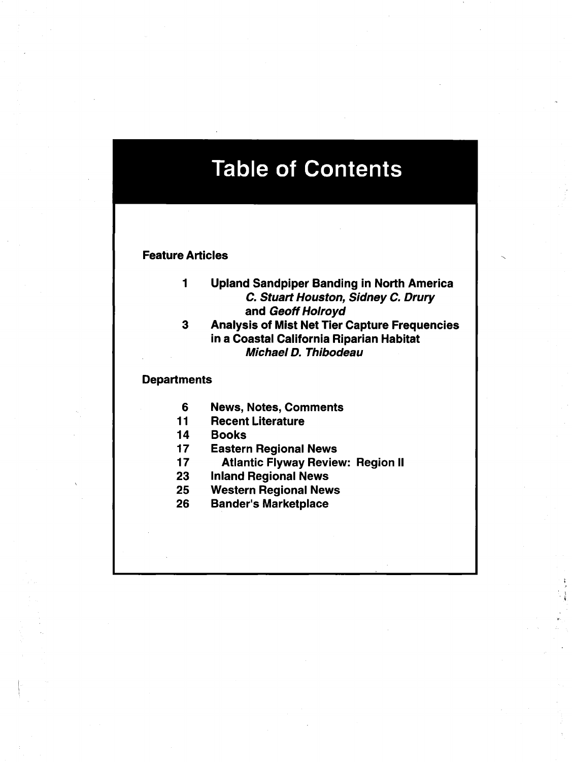# Table of Contents

## Feature Articles

1 **Upland Sandpiper Banding in North America**
*C. Stuart Houston, Sidney C. Drury* and *Geoff Holroyd*

3 **Analysis of Mist Net Tier Capture Frequencies in a Coastal California Riparian Habitat**
*Michael D. Thibodeau*

## Departments

6 News, Notes, Comments

11 Recent Literature

14 Books

17 Eastern Regional News

17 Atlantic Flyway Review: Region II

23 Inland Regional News

25 Western Regional News

26 Bander's Marketplace